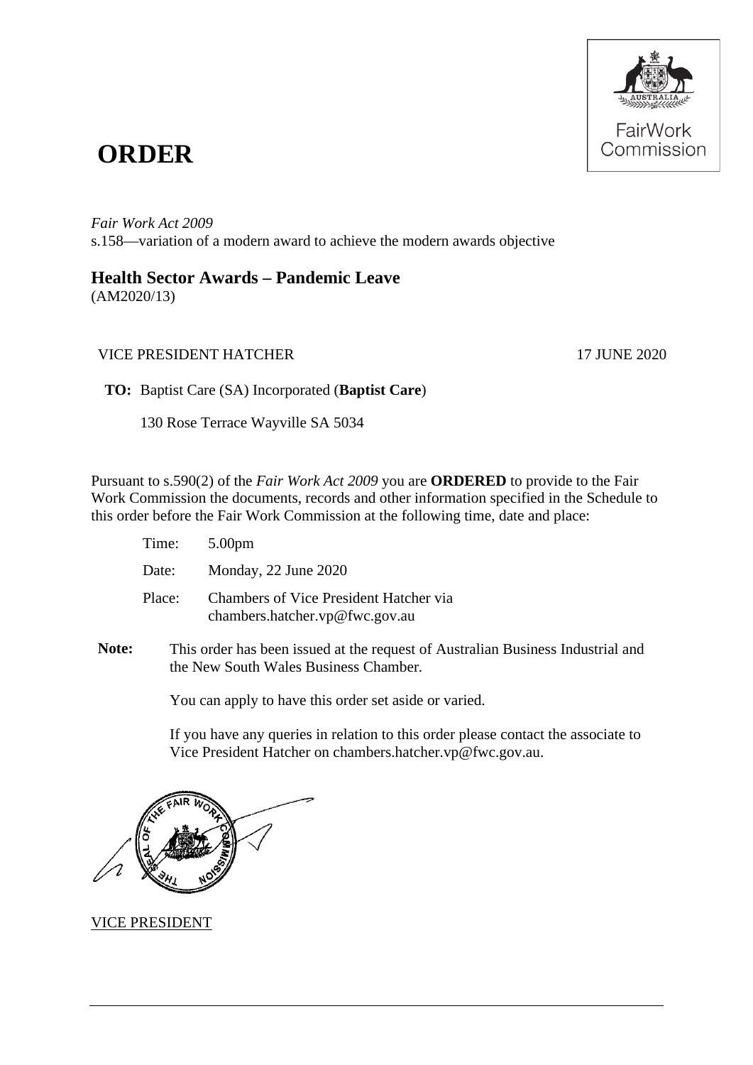# ORDER

*Fair Work Act 2009*
s.158—variation of a modern award to achieve the modern awards objective

## Health Sector Awards – Pandemic Leave

(AM2020/13)

VICE PRESIDENT HATCHER 17 JUNE 2020

**TO:** Baptist Care (SA) Incorporated (**Baptist Care**)

130 Rose Terrace Wayville SA 5034

Pursuant to s.590(2) of the *Fair Work Act 2009* you are **ORDERED** to provide to the Fair Work Commission the documents, records and other information specified in the Schedule to this order before the Fair Work Commission at the following time, date and place:

Time: 5.00pm

Date: Monday, 22 June 2020

Place: Chambers of Vice President Hatcher via chambers.hatcher.vp@fwc.gov.au

**Note:** This order has been issued at the request of Australian Business Industrial and the New South Wales Business Chamber.

You can apply to have this order set aside or varied.

If you have any queries in relation to this order please contact the associate to Vice President Hatcher on chambers.hatcher.vp@fwc.gov.au.

VICE PRESIDENT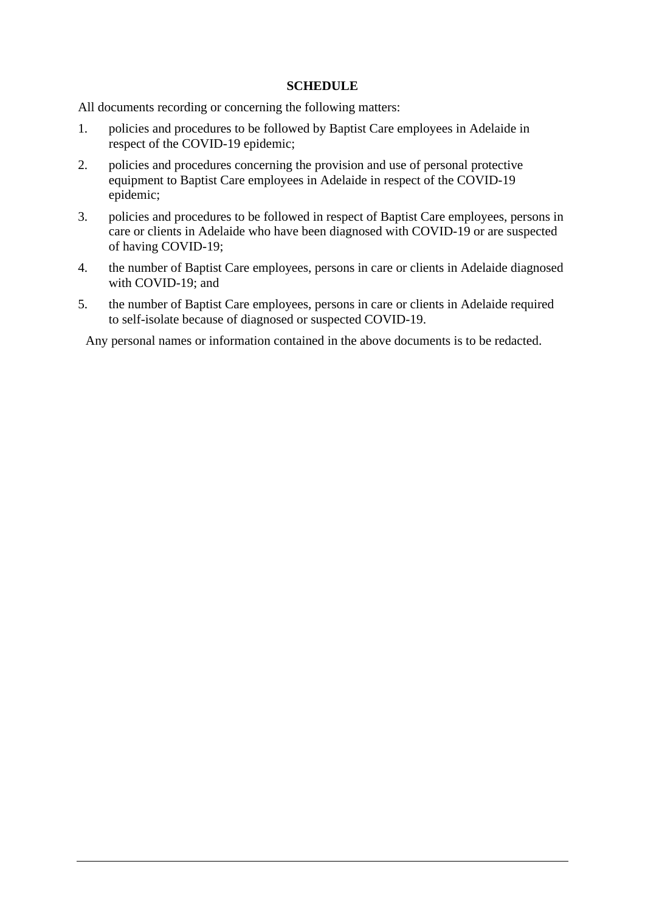**SCHEDULE**

All documents recording or concerning the following matters:

1. policies and procedures to be followed by Baptist Care employees in Adelaide in respect of the COVID-19 epidemic;
2. policies and procedures concerning the provision and use of personal protective equipment to Baptist Care employees in Adelaide in respect of the COVID-19 epidemic;
3. policies and procedures to be followed in respect of Baptist Care employees, persons in care or clients in Adelaide who have been diagnosed with COVID-19 or are suspected of having COVID-19;
4. the number of Baptist Care employees, persons in care or clients in Adelaide diagnosed with COVID-19; and
5. the number of Baptist Care employees, persons in care or clients in Adelaide required to self-isolate because of diagnosed or suspected COVID-19.

Any personal names or information contained in the above documents is to be redacted.